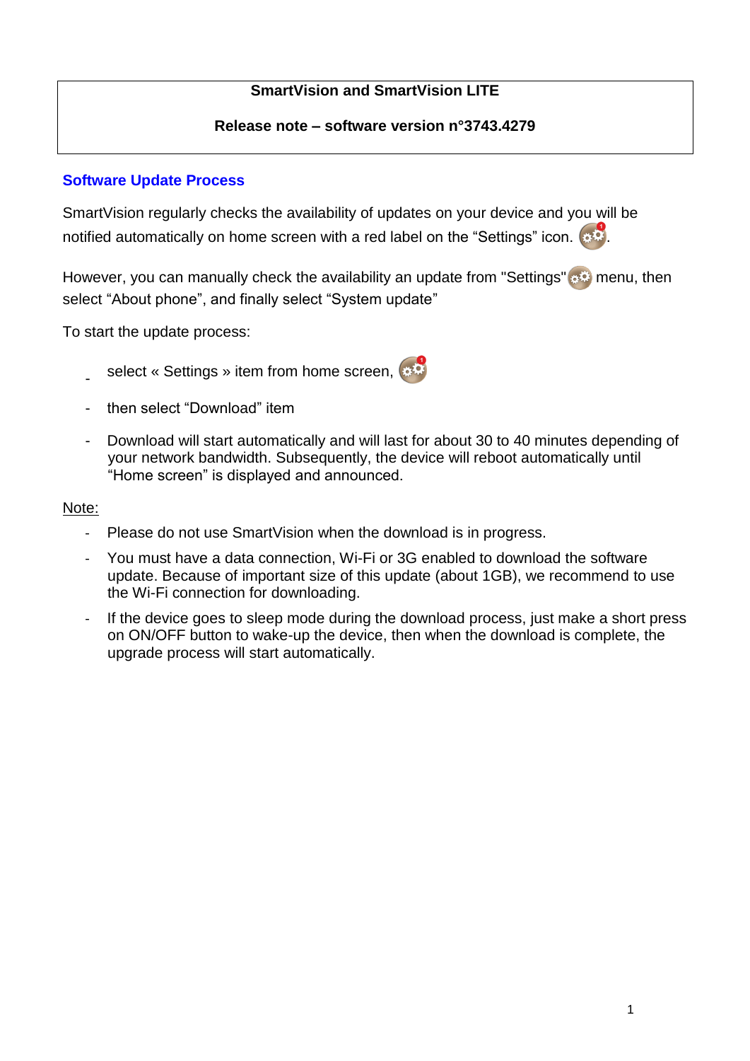**SmartVision and SmartVision LITE**

**Release note – software version n°3743.4279**

## Software Update Process

SmartVision regularly checks the availability of updates on your device and you will be notified automatically on home screen with a red label on the "Settings" icon.

However, you can manually check the availability an update from "Settings" menu, then select "About phone", and finally select "System update"

To start the update process:

- select « Settings » item from home screen,
- then select "Download" item
- Download will start automatically and will last for about 30 to 40 minutes depending of your network bandwidth. Subsequently, the device will reboot automatically until "Home screen" is displayed and announced.

Note:

- Please do not use SmartVision when the download is in progress.
- You must have a data connection, Wi-Fi or 3G enabled to download the software update. Because of important size of this update (about 1GB), we recommend to use the Wi-Fi connection for downloading.
- If the device goes to sleep mode during the download process, just make a short press on ON/OFF button to wake-up the device, then when the download is complete, the upgrade process will start automatically.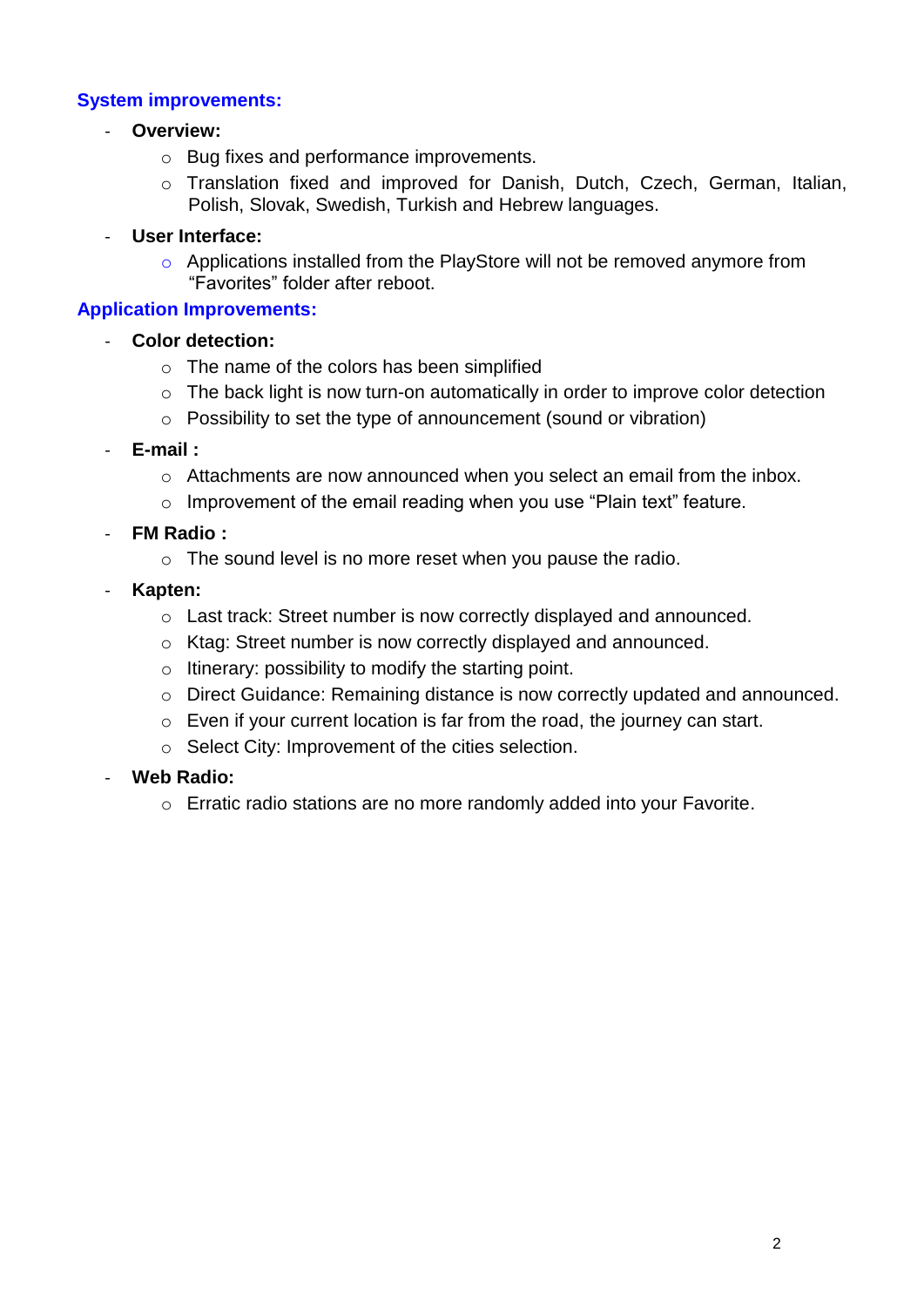## System improvements:

- **Overview:**
  - Bug fixes and performance improvements.
  - Translation fixed and improved for Danish, Dutch, Czech, German, Italian, Polish, Slovak, Swedish, Turkish and Hebrew languages.
- **User Interface:**
  - Applications installed from the PlayStore will not be removed anymore from “Favorites” folder after reboot.

## Application Improvements:

- **Color detection:**
  - The name of the colors has been simplified
  - The back light is now turn-on automatically in order to improve color detection
  - Possibility to set the type of announcement (sound or vibration)
- **E-mail :**
  - Attachments are now announced when you select an email from the inbox.
  - Improvement of the email reading when you use “Plain text” feature.
- **FM Radio :**
  - The sound level is no more reset when you pause the radio.
- **Kapten:**
  - Last track: Street number is now correctly displayed and announced.
  - Ktag: Street number is now correctly displayed and announced.
  - Itinerary: possibility to modify the starting point.
  - Direct Guidance: Remaining distance is now correctly updated and announced.
  - Even if your current location is far from the road, the journey can start.
  - Select City: Improvement of the cities selection.
- **Web Radio:**
  - Erratic radio stations are no more randomly added into your Favorite.